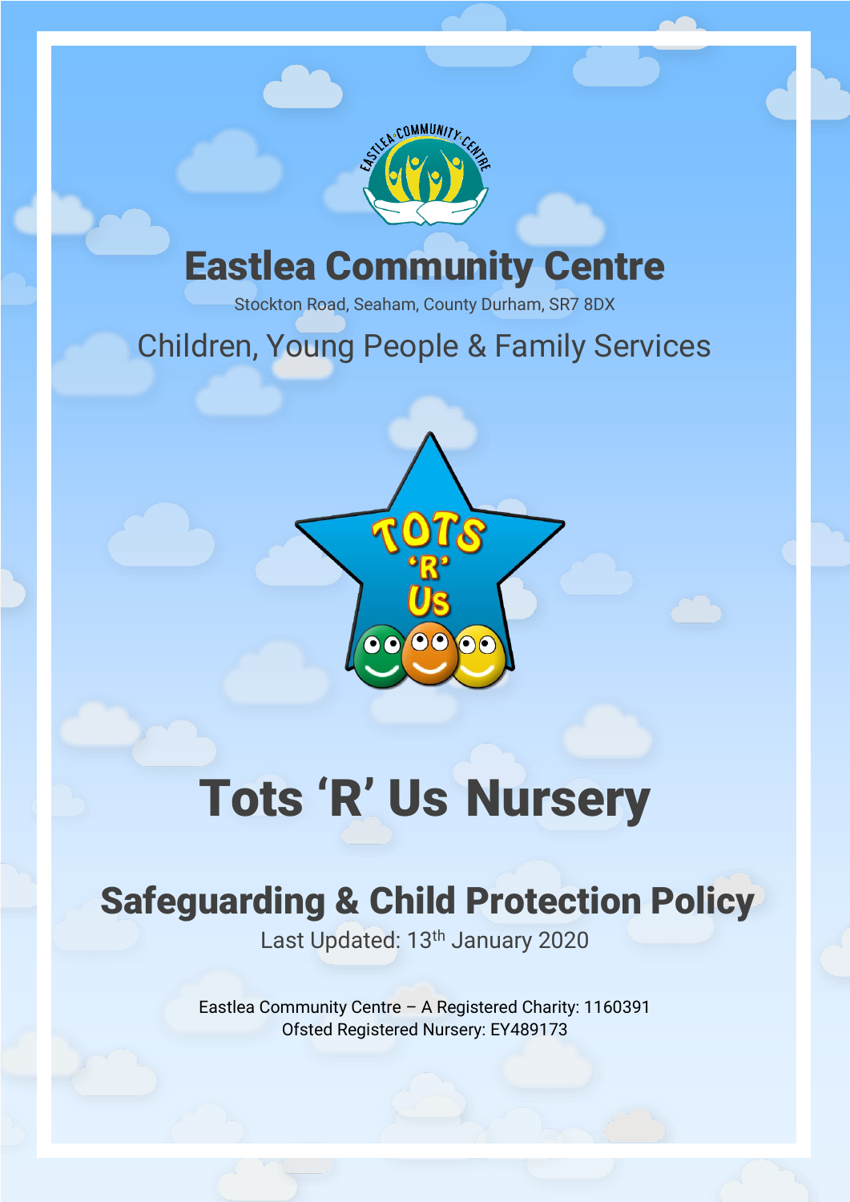# Eastlea Community Centre

Stockton Road, Seaham, County Durham, SR7 8DX

Children, Young People & Family Services

# Tots 'R' Us Nursery

## Safeguarding & Child Protection Policy

Last Updated: 13th January 2020

Eastlea Community Centre – A Registered Charity: 1160391
Ofsted Registered Nursery: EY489173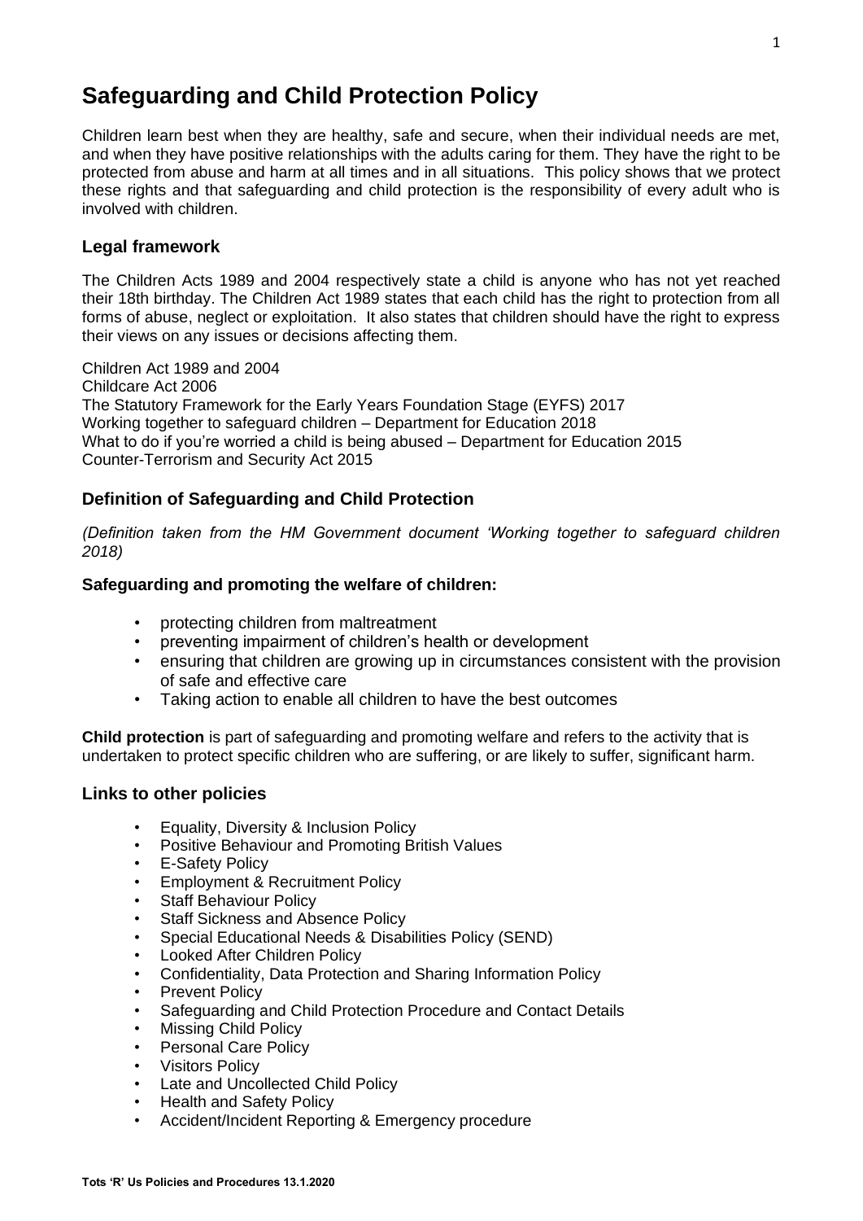# Safeguarding and Child Protection Policy

Children learn best when they are healthy, safe and secure, when their individual needs are met, and when they have positive relationships with the adults caring for them. They have the right to be protected from abuse and harm at all times and in all situations. This policy shows that we protect these rights and that safeguarding and child protection is the responsibility of every adult who is involved with children.

## Legal framework

The Children Acts 1989 and 2004 respectively state a child is anyone who has not yet reached their 18th birthday. The Children Act 1989 states that each child has the right to protection from all forms of abuse, neglect or exploitation. It also states that children should have the right to express their views on any issues or decisions affecting them.

Children Act 1989 and 2004
Childcare Act 2006
The Statutory Framework for the Early Years Foundation Stage (EYFS) 2017
Working together to safeguard children – Department for Education 2018
What to do if you're worried a child is being abused – Department for Education 2015
Counter-Terrorism and Security Act 2015

## Definition of Safeguarding and Child Protection

*(Definition taken from the HM Government document 'Working together to safeguard children 2018)*

### Safeguarding and promoting the welfare of children:

- protecting children from maltreatment
- preventing impairment of children's health or development
- ensuring that children are growing up in circumstances consistent with the provision of safe and effective care
- Taking action to enable all children to have the best outcomes

**Child protection** is part of safeguarding and promoting welfare and refers to the activity that is undertaken to protect specific children who are suffering, or are likely to suffer, significant harm.

## Links to other policies

- Equality, Diversity & Inclusion Policy
- Positive Behaviour and Promoting British Values
- E-Safety Policy
- Employment & Recruitment Policy
- Staff Behaviour Policy
- Staff Sickness and Absence Policy
- Special Educational Needs & Disabilities Policy (SEND)
- Looked After Children Policy
- Confidentiality, Data Protection and Sharing Information Policy
- Prevent Policy
- Safeguarding and Child Protection Procedure and Contact Details
- Missing Child Policy
- Personal Care Policy
- Visitors Policy
- Late and Uncollected Child Policy
- Health and Safety Policy
- Accident/Incident Reporting & Emergency procedure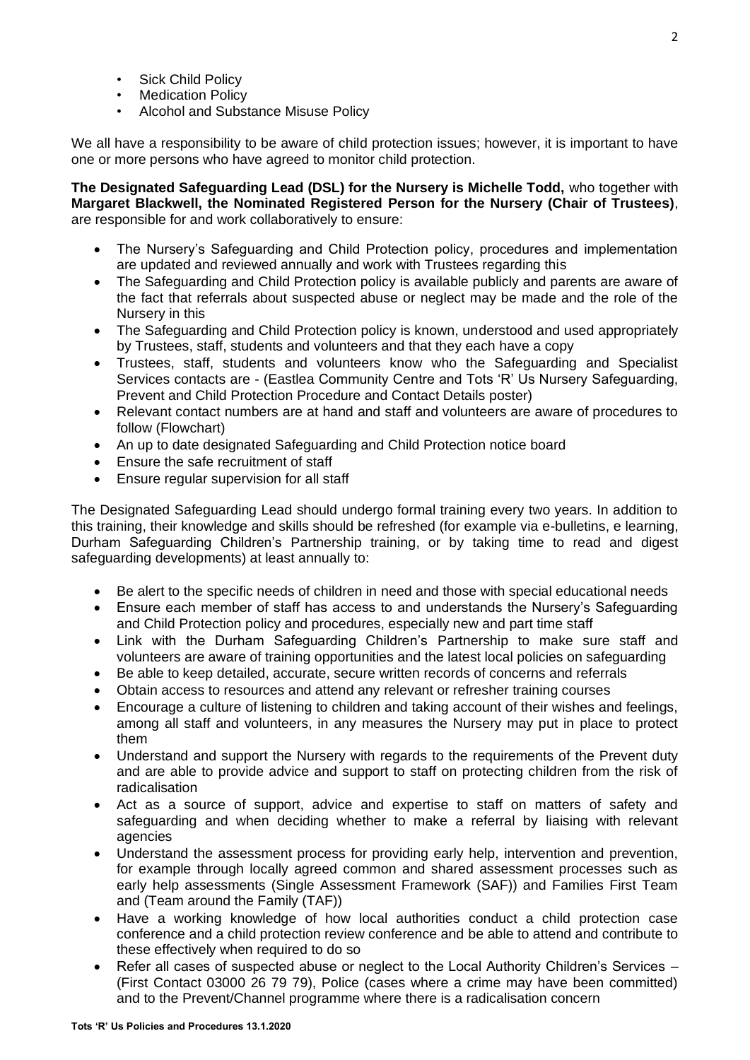- Sick Child Policy
- Medication Policy
- Alcohol and Substance Misuse Policy

We all have a responsibility to be aware of child protection issues; however, it is important to have one or more persons who have agreed to monitor child protection.

**The Designated Safeguarding Lead (DSL) for the Nursery is Michelle Todd,** who together with **Margaret Blackwell, the Nominated Registered Person for the Nursery (Chair of Trustees)**, are responsible for and work collaboratively to ensure:

- The Nursery's Safeguarding and Child Protection policy, procedures and implementation are updated and reviewed annually and work with Trustees regarding this
- The Safeguarding and Child Protection policy is available publicly and parents are aware of the fact that referrals about suspected abuse or neglect may be made and the role of the Nursery in this
- The Safeguarding and Child Protection policy is known, understood and used appropriately by Trustees, staff, students and volunteers and that they each have a copy
- Trustees, staff, students and volunteers know who the Safeguarding and Specialist Services contacts are - (Eastlea Community Centre and Tots 'R' Us Nursery Safeguarding, Prevent and Child Protection Procedure and Contact Details poster)
- Relevant contact numbers are at hand and staff and volunteers are aware of procedures to follow (Flowchart)
- An up to date designated Safeguarding and Child Protection notice board
- Ensure the safe recruitment of staff
- Ensure regular supervision for all staff

The Designated Safeguarding Lead should undergo formal training every two years. In addition to this training, their knowledge and skills should be refreshed (for example via e-bulletins, e learning, Durham Safeguarding Children's Partnership training, or by taking time to read and digest safeguarding developments) at least annually to:

- Be alert to the specific needs of children in need and those with special educational needs
- Ensure each member of staff has access to and understands the Nursery's Safeguarding and Child Protection policy and procedures, especially new and part time staff
- Link with the Durham Safeguarding Children's Partnership to make sure staff and volunteers are aware of training opportunities and the latest local policies on safeguarding
- Be able to keep detailed, accurate, secure written records of concerns and referrals
- Obtain access to resources and attend any relevant or refresher training courses
- Encourage a culture of listening to children and taking account of their wishes and feelings, among all staff and volunteers, in any measures the Nursery may put in place to protect them
- Understand and support the Nursery with regards to the requirements of the Prevent duty and are able to provide advice and support to staff on protecting children from the risk of radicalisation
- Act as a source of support, advice and expertise to staff on matters of safety and safeguarding and when deciding whether to make a referral by liaising with relevant agencies
- Understand the assessment process for providing early help, intervention and prevention, for example through locally agreed common and shared assessment processes such as early help assessments (Single Assessment Framework (SAF)) and Families First Team and (Team around the Family (TAF))
- Have a working knowledge of how local authorities conduct a child protection case conference and a child protection review conference and be able to attend and contribute to these effectively when required to do so
- Refer all cases of suspected abuse or neglect to the Local Authority Children's Services – (First Contact 03000 26 79 79), Police (cases where a crime may have been committed) and to the Prevent/Channel programme where there is a radicalisation concern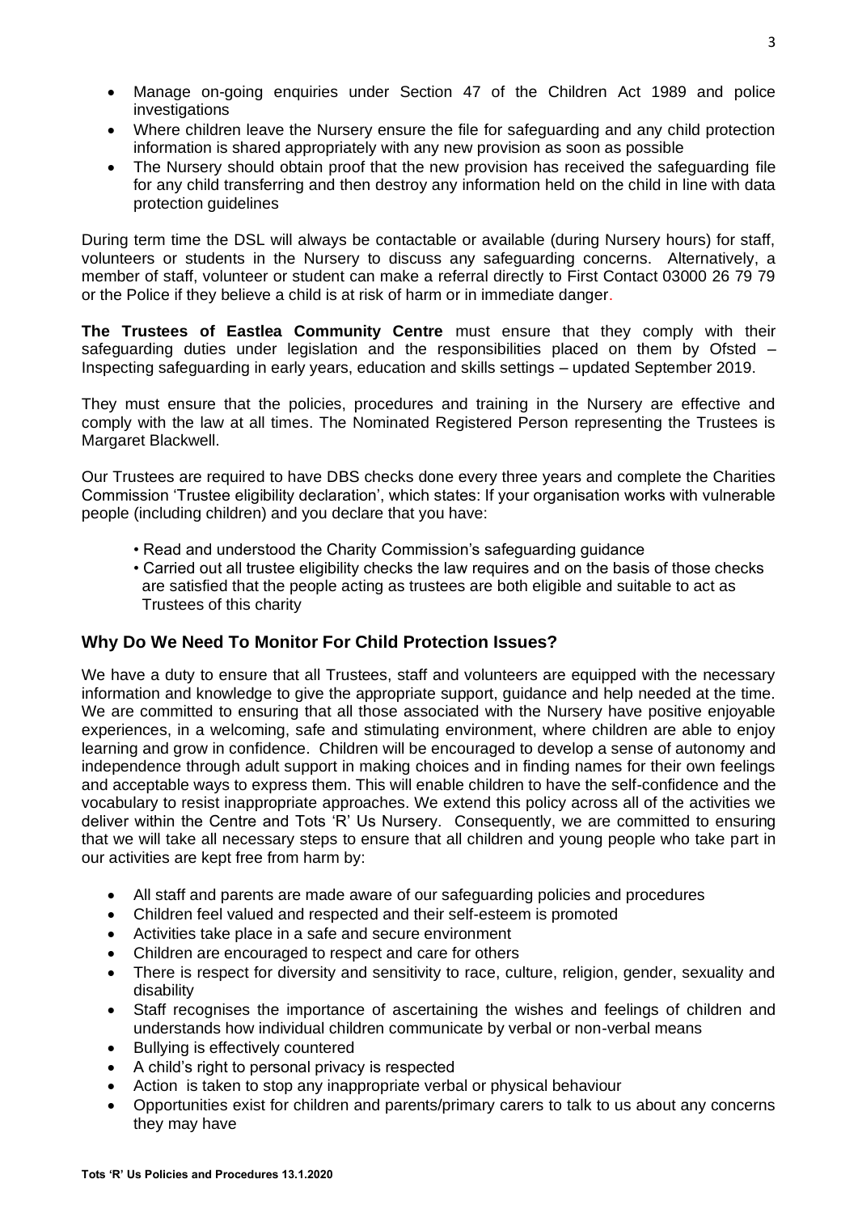- Manage on-going enquiries under Section 47 of the Children Act 1989 and police investigations
- Where children leave the Nursery ensure the file for safeguarding and any child protection information is shared appropriately with any new provision as soon as possible
- The Nursery should obtain proof that the new provision has received the safeguarding file for any child transferring and then destroy any information held on the child in line with data protection guidelines

During term time the DSL will always be contactable or available (during Nursery hours) for staff, volunteers or students in the Nursery to discuss any safeguarding concerns. Alternatively, a member of staff, volunteer or student can make a referral directly to First Contact 03000 26 79 79 or the Police if they believe a child is at risk of harm or in immediate danger.

**The Trustees of Eastlea Community Centre** must ensure that they comply with their safeguarding duties under legislation and the responsibilities placed on them by Ofsted – Inspecting safeguarding in early years, education and skills settings – updated September 2019.

They must ensure that the policies, procedures and training in the Nursery are effective and comply with the law at all times. The Nominated Registered Person representing the Trustees is Margaret Blackwell.

Our Trustees are required to have DBS checks done every three years and complete the Charities Commission 'Trustee eligibility declaration', which states: If your organisation works with vulnerable people (including children) and you declare that you have:

- Read and understood the Charity Commission's safeguarding guidance
- Carried out all trustee eligibility checks the law requires and on the basis of those checks are satisfied that the people acting as trustees are both eligible and suitable to act as Trustees of this charity

## Why Do We Need To Monitor For Child Protection Issues?

We have a duty to ensure that all Trustees, staff and volunteers are equipped with the necessary information and knowledge to give the appropriate support, guidance and help needed at the time. We are committed to ensuring that all those associated with the Nursery have positive enjoyable experiences, in a welcoming, safe and stimulating environment, where children are able to enjoy learning and grow in confidence. Children will be encouraged to develop a sense of autonomy and independence through adult support in making choices and in finding names for their own feelings and acceptable ways to express them. This will enable children to have the self-confidence and the vocabulary to resist inappropriate approaches. We extend this policy across all of the activities we deliver within the Centre and Tots 'R' Us Nursery. Consequently, we are committed to ensuring that we will take all necessary steps to ensure that all children and young people who take part in our activities are kept free from harm by:

- All staff and parents are made aware of our safeguarding policies and procedures
- Children feel valued and respected and their self-esteem is promoted
- Activities take place in a safe and secure environment
- Children are encouraged to respect and care for others
- There is respect for diversity and sensitivity to race, culture, religion, gender, sexuality and disability
- Staff recognises the importance of ascertaining the wishes and feelings of children and understands how individual children communicate by verbal or non-verbal means
- Bullying is effectively countered
- A child's right to personal privacy is respected
- Action is taken to stop any inappropriate verbal or physical behaviour
- Opportunities exist for children and parents/primary carers to talk to us about any concerns they may have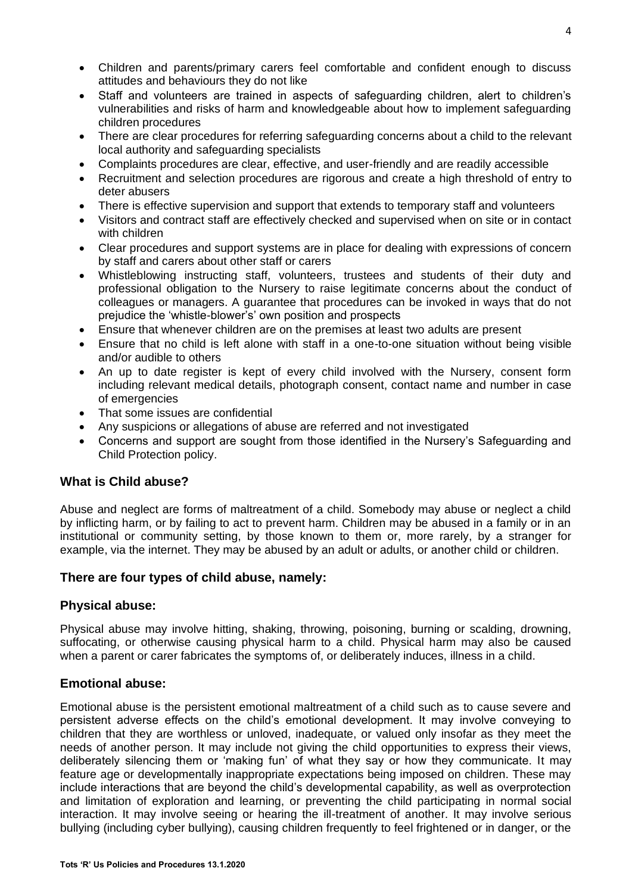- Children and parents/primary carers feel comfortable and confident enough to discuss attitudes and behaviours they do not like
- Staff and volunteers are trained in aspects of safeguarding children, alert to children's vulnerabilities and risks of harm and knowledgeable about how to implement safeguarding children procedures
- There are clear procedures for referring safeguarding concerns about a child to the relevant local authority and safeguarding specialists
- Complaints procedures are clear, effective, and user-friendly and are readily accessible
- Recruitment and selection procedures are rigorous and create a high threshold of entry to deter abusers
- There is effective supervision and support that extends to temporary staff and volunteers
- Visitors and contract staff are effectively checked and supervised when on site or in contact with children
- Clear procedures and support systems are in place for dealing with expressions of concern by staff and carers about other staff or carers
- Whistleblowing instructing staff, volunteers, trustees and students of their duty and professional obligation to the Nursery to raise legitimate concerns about the conduct of colleagues or managers. A guarantee that procedures can be invoked in ways that do not prejudice the 'whistle-blower's' own position and prospects
- Ensure that whenever children are on the premises at least two adults are present
- Ensure that no child is left alone with staff in a one-to-one situation without being visible and/or audible to others
- An up to date register is kept of every child involved with the Nursery, consent form including relevant medical details, photograph consent, contact name and number in case of emergencies
- That some issues are confidential
- Any suspicions or allegations of abuse are referred and not investigated
- Concerns and support are sought from those identified in the Nursery's Safeguarding and Child Protection policy.

### What is Child abuse?

Abuse and neglect are forms of maltreatment of a child. Somebody may abuse or neglect a child by inflicting harm, or by failing to act to prevent harm. Children may be abused in a family or in an institutional or community setting, by those known to them or, more rarely, by a stranger for example, via the internet. They may be abused by an adult or adults, or another child or children.

### There are four types of child abuse, namely:

### Physical abuse:

Physical abuse may involve hitting, shaking, throwing, poisoning, burning or scalding, drowning, suffocating, or otherwise causing physical harm to a child. Physical harm may also be caused when a parent or carer fabricates the symptoms of, or deliberately induces, illness in a child.

### Emotional abuse:

Emotional abuse is the persistent emotional maltreatment of a child such as to cause severe and persistent adverse effects on the child's emotional development. It may involve conveying to children that they are worthless or unloved, inadequate, or valued only insofar as they meet the needs of another person. It may include not giving the child opportunities to express their views, deliberately silencing them or 'making fun' of what they say or how they communicate. It may feature age or developmentally inappropriate expectations being imposed on children. These may include interactions that are beyond the child's developmental capability, as well as overprotection and limitation of exploration and learning, or preventing the child participating in normal social interaction. It may involve seeing or hearing the ill-treatment of another. It may involve serious bullying (including cyber bullying), causing children frequently to feel frightened or in danger, or the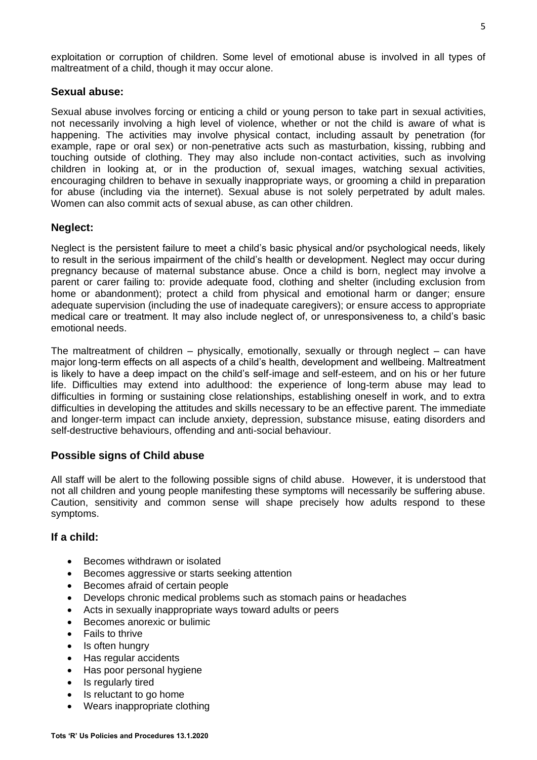exploitation or corruption of children. Some level of emotional abuse is involved in all types of maltreatment of a child, though it may occur alone.

### Sexual abuse:

Sexual abuse involves forcing or enticing a child or young person to take part in sexual activities, not necessarily involving a high level of violence, whether or not the child is aware of what is happening. The activities may involve physical contact, including assault by penetration (for example, rape or oral sex) or non-penetrative acts such as masturbation, kissing, rubbing and touching outside of clothing. They may also include non-contact activities, such as involving children in looking at, or in the production of, sexual images, watching sexual activities, encouraging children to behave in sexually inappropriate ways, or grooming a child in preparation for abuse (including via the internet). Sexual abuse is not solely perpetrated by adult males. Women can also commit acts of sexual abuse, as can other children.

### Neglect:

Neglect is the persistent failure to meet a child's basic physical and/or psychological needs, likely to result in the serious impairment of the child's health or development. Neglect may occur during pregnancy because of maternal substance abuse. Once a child is born, neglect may involve a parent or carer failing to: provide adequate food, clothing and shelter (including exclusion from home or abandonment); protect a child from physical and emotional harm or danger; ensure adequate supervision (including the use of inadequate caregivers); or ensure access to appropriate medical care or treatment. It may also include neglect of, or unresponsiveness to, a child's basic emotional needs.

The maltreatment of children – physically, emotionally, sexually or through neglect – can have major long-term effects on all aspects of a child's health, development and wellbeing. Maltreatment is likely to have a deep impact on the child's self-image and self-esteem, and on his or her future life. Difficulties may extend into adulthood: the experience of long-term abuse may lead to difficulties in forming or sustaining close relationships, establishing oneself in work, and to extra difficulties in developing the attitudes and skills necessary to be an effective parent. The immediate and longer-term impact can include anxiety, depression, substance misuse, eating disorders and self-destructive behaviours, offending and anti-social behaviour.

### Possible signs of Child abuse

All staff will be alert to the following possible signs of child abuse. However, it is understood that not all children and young people manifesting these symptoms will necessarily be suffering abuse. Caution, sensitivity and common sense will shape precisely how adults respond to these symptoms.

### If a child:

- Becomes withdrawn or isolated
- Becomes aggressive or starts seeking attention
- Becomes afraid of certain people
- Develops chronic medical problems such as stomach pains or headaches
- Acts in sexually inappropriate ways toward adults or peers
- Becomes anorexic or bulimic
- Fails to thrive
- Is often hungry
- Has regular accidents
- Has poor personal hygiene
- Is regularly tired
- Is reluctant to go home
- Wears inappropriate clothing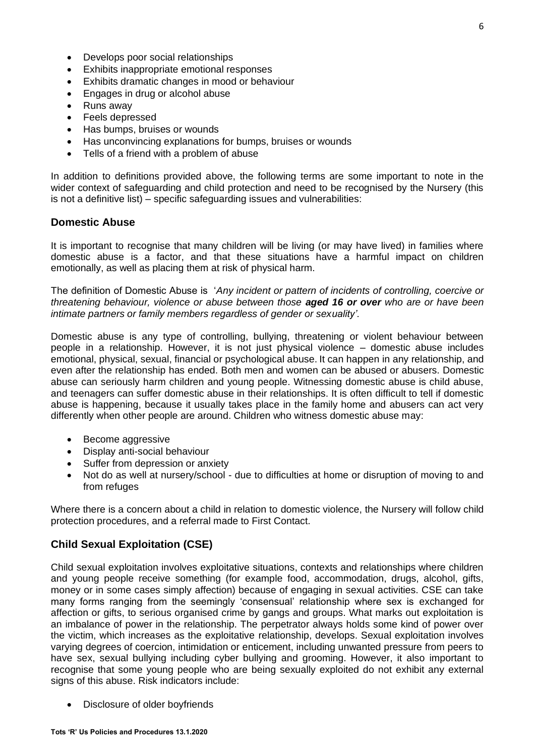- Develops poor social relationships
- Exhibits inappropriate emotional responses
- Exhibits dramatic changes in mood or behaviour
- Engages in drug or alcohol abuse
- Runs away
- Feels depressed
- Has bumps, bruises or wounds
- Has unconvincing explanations for bumps, bruises or wounds
- Tells of a friend with a problem of abuse

In addition to definitions provided above, the following terms are some important to note in the wider context of safeguarding and child protection and need to be recognised by the Nursery (this is not a definitive list) – specific safeguarding issues and vulnerabilities:

### Domestic Abuse

It is important to recognise that many children will be living (or may have lived) in families where domestic abuse is a factor, and that these situations have a harmful impact on children emotionally, as well as placing them at risk of physical harm.

The definition of Domestic Abuse is '*Any incident or pattern of incidents of controlling, coercive or threatening behaviour, violence or abuse between those **aged 16 or over** who are or have been intimate partners or family members regardless of gender or sexuality'.*

Domestic abuse is any type of controlling, bullying, threatening or violent behaviour between people in a relationship. However, it is not just physical violence – domestic abuse includes emotional, physical, sexual, financial or psychological abuse. It can happen in any relationship, and even after the relationship has ended. Both men and women can be abused or abusers. Domestic abuse can seriously harm children and young people. Witnessing domestic abuse is child abuse, and teenagers can suffer domestic abuse in their relationships. It is often difficult to tell if domestic abuse is happening, because it usually takes place in the family home and abusers can act very differently when other people are around. Children who witness domestic abuse may:

- Become aggressive
- Display anti-social behaviour
- Suffer from depression or anxiety
- Not do as well at nursery/school - due to difficulties at home or disruption of moving to and from refuges

Where there is a concern about a child in relation to domestic violence, the Nursery will follow child protection procedures, and a referral made to First Contact.

### Child Sexual Exploitation (CSE)

Child sexual exploitation involves exploitative situations, contexts and relationships where children and young people receive something (for example food, accommodation, drugs, alcohol, gifts, money or in some cases simply affection) because of engaging in sexual activities. CSE can take many forms ranging from the seemingly 'consensual' relationship where sex is exchanged for affection or gifts, to serious organised crime by gangs and groups. What marks out exploitation is an imbalance of power in the relationship. The perpetrator always holds some kind of power over the victim, which increases as the exploitative relationship, develops. Sexual exploitation involves varying degrees of coercion, intimidation or enticement, including unwanted pressure from peers to have sex, sexual bullying including cyber bullying and grooming. However, it also important to recognise that some young people who are being sexually exploited do not exhibit any external signs of this abuse. Risk indicators include:

- Disclosure of older boyfriends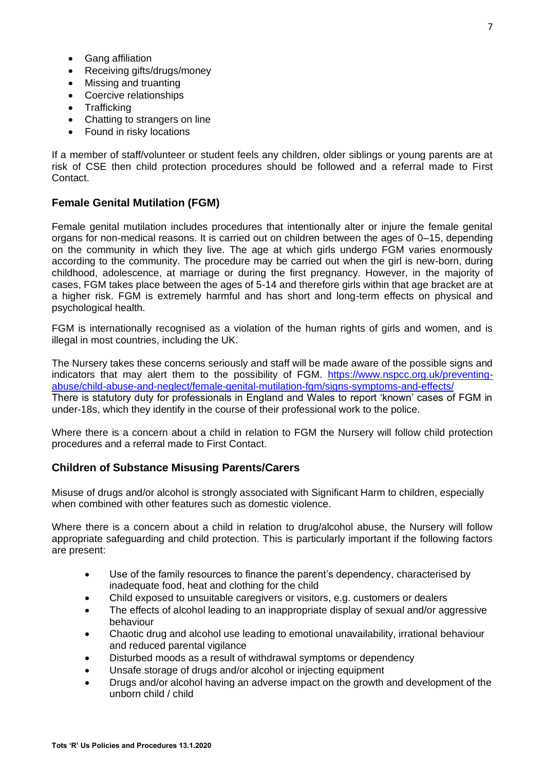- Gang affiliation
- Receiving gifts/drugs/money
- Missing and truanting
- Coercive relationships
- Trafficking
- Chatting to strangers on line
- Found in risky locations

If a member of staff/volunteer or student feels any children, older siblings or young parents are at risk of CSE then child protection procedures should be followed and a referral made to First Contact.

### Female Genital Mutilation (FGM)

Female genital mutilation includes procedures that intentionally alter or injure the female genital organs for non-medical reasons. It is carried out on children between the ages of 0–15, depending on the community in which they live. The age at which girls undergo FGM varies enormously according to the community. The procedure may be carried out when the girl is new-born, during childhood, adolescence, at marriage or during the first pregnancy. However, in the majority of cases, FGM takes place between the ages of 5-14 and therefore girls within that age bracket are at a higher risk. FGM is extremely harmful and has short and long-term effects on physical and psychological health.

FGM is internationally recognised as a violation of the human rights of girls and women, and is illegal in most countries, including the UK.

The Nursery takes these concerns seriously and staff will be made aware of the possible signs and indicators that may alert them to the possibility of FGM. [https://www.nspcc.org.uk/preventing-abuse/child-abuse-and-neglect/female-genital-mutilation-fgm/signs-symptoms-and-effects/](https://www.nspcc.org.uk/preventing-abuse/child-abuse-and-neglect/female-genital-mutilation-fgm/signs-symptoms-and-effects/)
There is statutory duty for professionals in England and Wales to report 'known' cases of FGM in under-18s, which they identify in the course of their professional work to the police.

Where there is a concern about a child in relation to FGM the Nursery will follow child protection procedures and a referral made to First Contact.

### Children of Substance Misusing Parents/Carers

Misuse of drugs and/or alcohol is strongly associated with Significant Harm to children, especially when combined with other features such as domestic violence.

Where there is a concern about a child in relation to drug/alcohol abuse, the Nursery will follow appropriate safeguarding and child protection. This is particularly important if the following factors are present:

- Use of the family resources to finance the parent's dependency, characterised by inadequate food, heat and clothing for the child
- Child exposed to unsuitable caregivers or visitors, e.g. customers or dealers
- The effects of alcohol leading to an inappropriate display of sexual and/or aggressive behaviour
- Chaotic drug and alcohol use leading to emotional unavailability, irrational behaviour and reduced parental vigilance
- Disturbed moods as a result of withdrawal symptoms or dependency
- Unsafe storage of drugs and/or alcohol or injecting equipment
- Drugs and/or alcohol having an adverse impact on the growth and development of the unborn child / child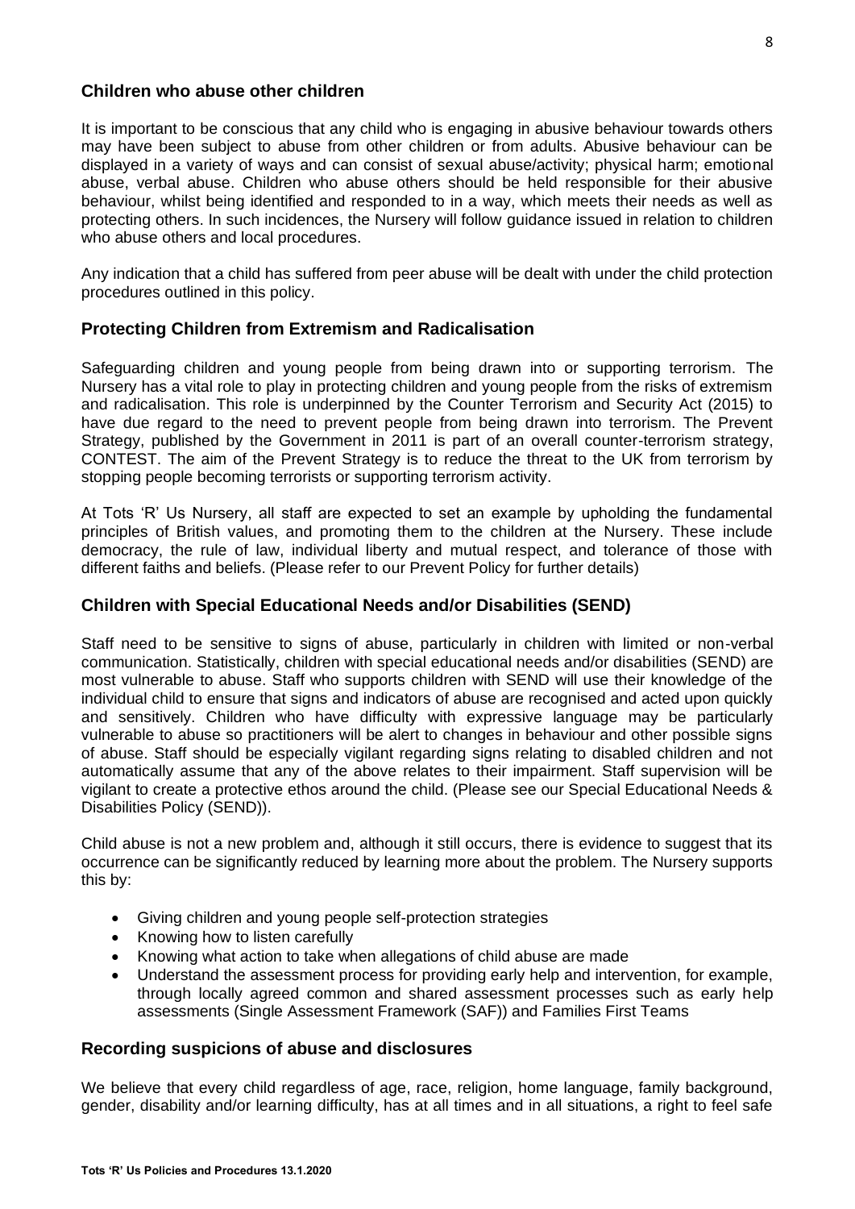## Children who abuse other children

It is important to be conscious that any child who is engaging in abusive behaviour towards others may have been subject to abuse from other children or from adults. Abusive behaviour can be displayed in a variety of ways and can consist of sexual abuse/activity; physical harm; emotional abuse, verbal abuse. Children who abuse others should be held responsible for their abusive behaviour, whilst being identified and responded to in a way, which meets their needs as well as protecting others. In such incidences, the Nursery will follow guidance issued in relation to children who abuse others and local procedures.

Any indication that a child has suffered from peer abuse will be dealt with under the child protection procedures outlined in this policy.

## Protecting Children from Extremism and Radicalisation

Safeguarding children and young people from being drawn into or supporting terrorism. The Nursery has a vital role to play in protecting children and young people from the risks of extremism and radicalisation. This role is underpinned by the Counter Terrorism and Security Act (2015) to have due regard to the need to prevent people from being drawn into terrorism. The Prevent Strategy, published by the Government in 2011 is part of an overall counter-terrorism strategy, CONTEST. The aim of the Prevent Strategy is to reduce the threat to the UK from terrorism by stopping people becoming terrorists or supporting terrorism activity.

At Tots 'R' Us Nursery, all staff are expected to set an example by upholding the fundamental principles of British values, and promoting them to the children at the Nursery. These include democracy, the rule of law, individual liberty and mutual respect, and tolerance of those with different faiths and beliefs. (Please refer to our Prevent Policy for further details)

## Children with Special Educational Needs and/or Disabilities (SEND)

Staff need to be sensitive to signs of abuse, particularly in children with limited or non-verbal communication. Statistically, children with special educational needs and/or disabilities (SEND) are most vulnerable to abuse. Staff who supports children with SEND will use their knowledge of the individual child to ensure that signs and indicators of abuse are recognised and acted upon quickly and sensitively. Children who have difficulty with expressive language may be particularly vulnerable to abuse so practitioners will be alert to changes in behaviour and other possible signs of abuse. Staff should be especially vigilant regarding signs relating to disabled children and not automatically assume that any of the above relates to their impairment. Staff supervision will be vigilant to create a protective ethos around the child. (Please see our Special Educational Needs & Disabilities Policy (SEND)).

Child abuse is not a new problem and, although it still occurs, there is evidence to suggest that its occurrence can be significantly reduced by learning more about the problem. The Nursery supports this by:

- Giving children and young people self-protection strategies
- Knowing how to listen carefully
- Knowing what action to take when allegations of child abuse are made
- Understand the assessment process for providing early help and intervention, for example, through locally agreed common and shared assessment processes such as early help assessments (Single Assessment Framework (SAF)) and Families First Teams

## Recording suspicions of abuse and disclosures

We believe that every child regardless of age, race, religion, home language, family background, gender, disability and/or learning difficulty, has at all times and in all situations, a right to feel safe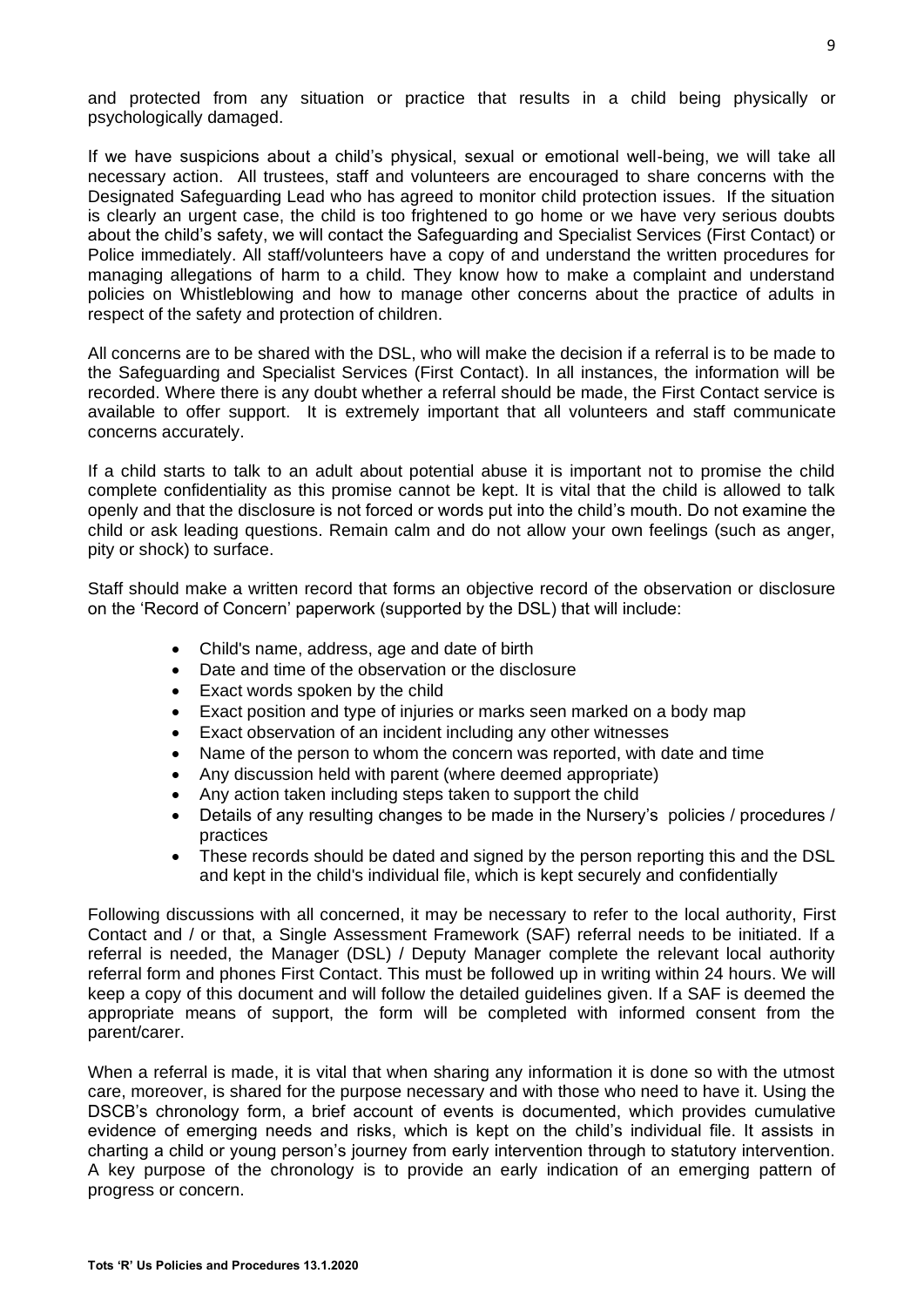and protected from any situation or practice that results in a child being physically or psychologically damaged.

If we have suspicions about a child's physical, sexual or emotional well-being, we will take all necessary action. All trustees, staff and volunteers are encouraged to share concerns with the Designated Safeguarding Lead who has agreed to monitor child protection issues. If the situation is clearly an urgent case, the child is too frightened to go home or we have very serious doubts about the child's safety, we will contact the Safeguarding and Specialist Services (First Contact) or Police immediately. All staff/volunteers have a copy of and understand the written procedures for managing allegations of harm to a child. They know how to make a complaint and understand policies on Whistleblowing and how to manage other concerns about the practice of adults in respect of the safety and protection of children.

All concerns are to be shared with the DSL, who will make the decision if a referral is to be made to the Safeguarding and Specialist Services (First Contact). In all instances, the information will be recorded. Where there is any doubt whether a referral should be made, the First Contact service is available to offer support. It is extremely important that all volunteers and staff communicate concerns accurately.

If a child starts to talk to an adult about potential abuse it is important not to promise the child complete confidentiality as this promise cannot be kept. It is vital that the child is allowed to talk openly and that the disclosure is not forced or words put into the child's mouth. Do not examine the child or ask leading questions. Remain calm and do not allow your own feelings (such as anger, pity or shock) to surface.

Staff should make a written record that forms an objective record of the observation or disclosure on the 'Record of Concern' paperwork (supported by the DSL) that will include:

- Child's name, address, age and date of birth
- Date and time of the observation or the disclosure
- Exact words spoken by the child
- Exact position and type of injuries or marks seen marked on a body map
- Exact observation of an incident including any other witnesses
- Name of the person to whom the concern was reported, with date and time
- Any discussion held with parent (where deemed appropriate)
- Any action taken including steps taken to support the child
- Details of any resulting changes to be made in the Nursery's policies / procedures / practices
- These records should be dated and signed by the person reporting this and the DSL and kept in the child's individual file, which is kept securely and confidentially

Following discussions with all concerned, it may be necessary to refer to the local authority, First Contact and / or that, a Single Assessment Framework (SAF) referral needs to be initiated. If a referral is needed, the Manager (DSL) / Deputy Manager complete the relevant local authority referral form and phones First Contact. This must be followed up in writing within 24 hours. We will keep a copy of this document and will follow the detailed guidelines given. If a SAF is deemed the appropriate means of support, the form will be completed with informed consent from the parent/carer.

When a referral is made, it is vital that when sharing any information it is done so with the utmost care, moreover, is shared for the purpose necessary and with those who need to have it. Using the DSCB's chronology form, a brief account of events is documented, which provides cumulative evidence of emerging needs and risks, which is kept on the child's individual file. It assists in charting a child or young person's journey from early intervention through to statutory intervention. A key purpose of the chronology is to provide an early indication of an emerging pattern of progress or concern.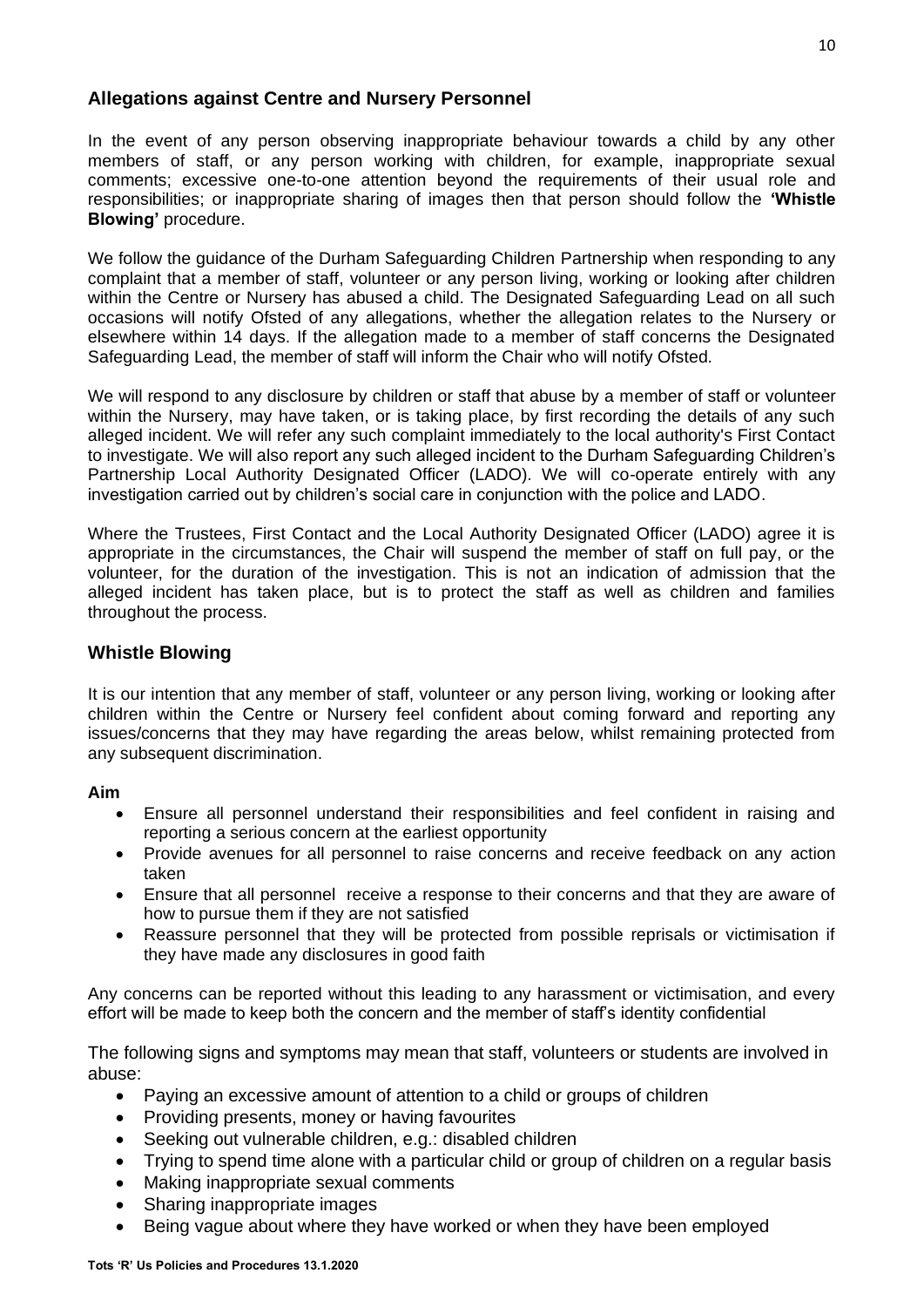## Allegations against Centre and Nursery Personnel

In the event of any person observing inappropriate behaviour towards a child by any other members of staff, or any person working with children, for example, inappropriate sexual comments; excessive one-to-one attention beyond the requirements of their usual role and responsibilities; or inappropriate sharing of images then that person should follow the **'Whistle Blowing'** procedure.

We follow the guidance of the Durham Safeguarding Children Partnership when responding to any complaint that a member of staff, volunteer or any person living, working or looking after children within the Centre or Nursery has abused a child. The Designated Safeguarding Lead on all such occasions will notify Ofsted of any allegations, whether the allegation relates to the Nursery or elsewhere within 14 days. If the allegation made to a member of staff concerns the Designated Safeguarding Lead, the member of staff will inform the Chair who will notify Ofsted.

We will respond to any disclosure by children or staff that abuse by a member of staff or volunteer within the Nursery, may have taken, or is taking place, by first recording the details of any such alleged incident. We will refer any such complaint immediately to the local authority's First Contact to investigate. We will also report any such alleged incident to the Durham Safeguarding Children's Partnership Local Authority Designated Officer (LADO). We will co-operate entirely with any investigation carried out by children's social care in conjunction with the police and LADO.

Where the Trustees, First Contact and the Local Authority Designated Officer (LADO) agree it is appropriate in the circumstances, the Chair will suspend the member of staff on full pay, or the volunteer, for the duration of the investigation. This is not an indication of admission that the alleged incident has taken place, but is to protect the staff as well as children and families throughout the process.

## Whistle Blowing

It is our intention that any member of staff, volunteer or any person living, working or looking after children within the Centre or Nursery feel confident about coming forward and reporting any issues/concerns that they may have regarding the areas below, whilst remaining protected from any subsequent discrimination.

**Aim**

- Ensure all personnel understand their responsibilities and feel confident in raising and reporting a serious concern at the earliest opportunity
- Provide avenues for all personnel to raise concerns and receive feedback on any action taken
- Ensure that all personnel receive a response to their concerns and that they are aware of how to pursue them if they are not satisfied
- Reassure personnel that they will be protected from possible reprisals or victimisation if they have made any disclosures in good faith

Any concerns can be reported without this leading to any harassment or victimisation, and every effort will be made to keep both the concern and the member of staff's identity confidential

The following signs and symptoms may mean that staff, volunteers or students are involved in abuse:

- Paying an excessive amount of attention to a child or groups of children
- Providing presents, money or having favourites
- Seeking out vulnerable children, e.g.: disabled children
- Trying to spend time alone with a particular child or group of children on a regular basis
- Making inappropriate sexual comments
- Sharing inappropriate images
- Being vague about where they have worked or when they have been employed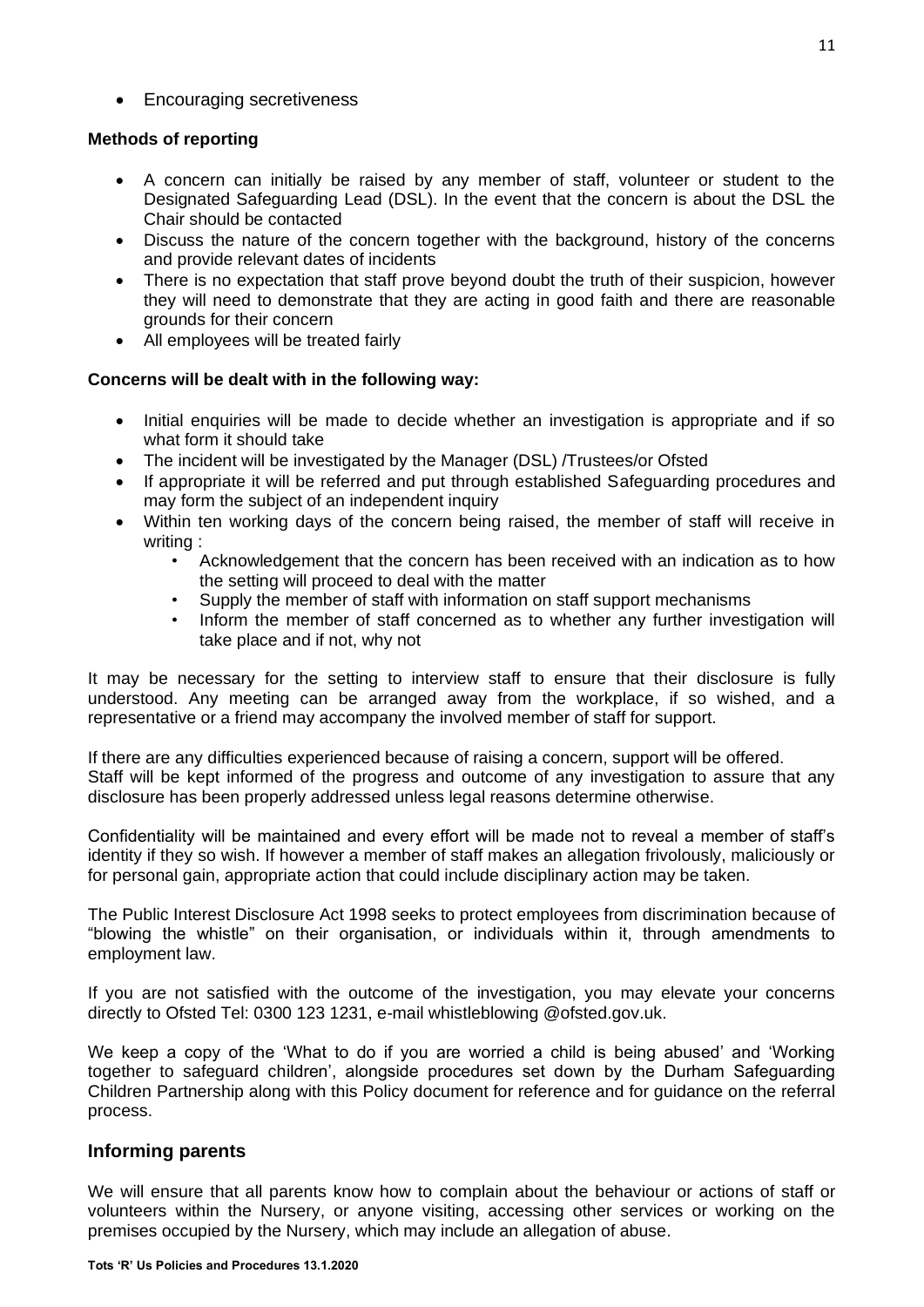- Encouraging secretiveness

**Methods of reporting**

- A concern can initially be raised by any member of staff, volunteer or student to the Designated Safeguarding Lead (DSL). In the event that the concern is about the DSL the Chair should be contacted
- Discuss the nature of the concern together with the background, history of the concerns and provide relevant dates of incidents
- There is no expectation that staff prove beyond doubt the truth of their suspicion, however they will need to demonstrate that they are acting in good faith and there are reasonable grounds for their concern
- All employees will be treated fairly

**Concerns will be dealt with in the following way:**

- Initial enquiries will be made to decide whether an investigation is appropriate and if so what form it should take
- The incident will be investigated by the Manager (DSL) /Trustees/or Ofsted
- If appropriate it will be referred and put through established Safeguarding procedures and may form the subject of an independent inquiry
- Within ten working days of the concern being raised, the member of staff will receive in writing :
    - Acknowledgement that the concern has been received with an indication as to how the setting will proceed to deal with the matter
    - Supply the member of staff with information on staff support mechanisms
    - Inform the member of staff concerned as to whether any further investigation will take place and if not, why not

It may be necessary for the setting to interview staff to ensure that their disclosure is fully understood. Any meeting can be arranged away from the workplace, if so wished, and a representative or a friend may accompany the involved member of staff for support.

If there are any difficulties experienced because of raising a concern, support will be offered.
Staff will be kept informed of the progress and outcome of any investigation to assure that any disclosure has been properly addressed unless legal reasons determine otherwise.

Confidentiality will be maintained and every effort will be made not to reveal a member of staff's identity if they so wish. If however a member of staff makes an allegation frivolously, maliciously or for personal gain, appropriate action that could include disciplinary action may be taken.

The Public Interest Disclosure Act 1998 seeks to protect employees from discrimination because of "blowing the whistle" on their organisation, or individuals within it, through amendments to employment law.

If you are not satisfied with the outcome of the investigation, you may elevate your concerns directly to Ofsted Tel: 0300 123 1231, e-mail whistleblowing @ofsted.gov.uk.

We keep a copy of the 'What to do if you are worried a child is being abused' and 'Working together to safeguard children', alongside procedures set down by the Durham Safeguarding Children Partnership along with this Policy document for reference and for guidance on the referral process.

## Informing parents

We will ensure that all parents know how to complain about the behaviour or actions of staff or volunteers within the Nursery, or anyone visiting, accessing other services or working on the premises occupied by the Nursery, which may include an allegation of abuse.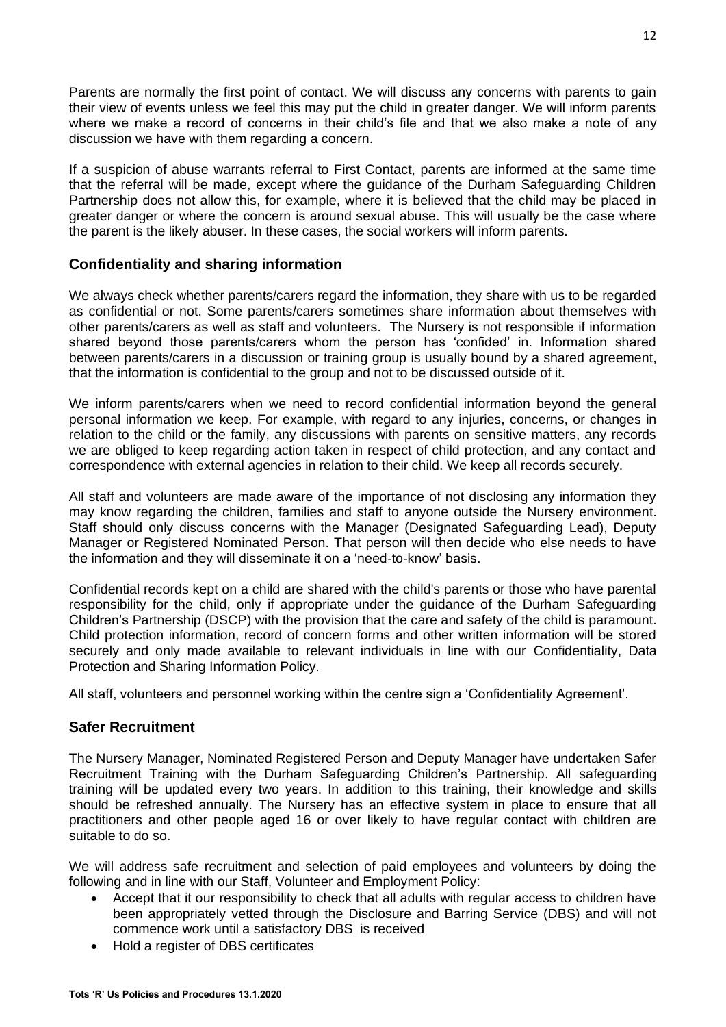Parents are normally the first point of contact. We will discuss any concerns with parents to gain their view of events unless we feel this may put the child in greater danger. We will inform parents where we make a record of concerns in their child's file and that we also make a note of any discussion we have with them regarding a concern.

If a suspicion of abuse warrants referral to First Contact, parents are informed at the same time that the referral will be made, except where the guidance of the Durham Safeguarding Children Partnership does not allow this, for example, where it is believed that the child may be placed in greater danger or where the concern is around sexual abuse. This will usually be the case where the parent is the likely abuser. In these cases, the social workers will inform parents.

## Confidentiality and sharing information

We always check whether parents/carers regard the information, they share with us to be regarded as confidential or not. Some parents/carers sometimes share information about themselves with other parents/carers as well as staff and volunteers. The Nursery is not responsible if information shared beyond those parents/carers whom the person has 'confided' in. Information shared between parents/carers in a discussion or training group is usually bound by a shared agreement, that the information is confidential to the group and not to be discussed outside of it.

We inform parents/carers when we need to record confidential information beyond the general personal information we keep. For example, with regard to any injuries, concerns, or changes in relation to the child or the family, any discussions with parents on sensitive matters, any records we are obliged to keep regarding action taken in respect of child protection, and any contact and correspondence with external agencies in relation to their child. We keep all records securely.

All staff and volunteers are made aware of the importance of not disclosing any information they may know regarding the children, families and staff to anyone outside the Nursery environment. Staff should only discuss concerns with the Manager (Designated Safeguarding Lead), Deputy Manager or Registered Nominated Person. That person will then decide who else needs to have the information and they will disseminate it on a 'need-to-know' basis.

Confidential records kept on a child are shared with the child's parents or those who have parental responsibility for the child, only if appropriate under the guidance of the Durham Safeguarding Children's Partnership (DSCP) with the provision that the care and safety of the child is paramount. Child protection information, record of concern forms and other written information will be stored securely and only made available to relevant individuals in line with our Confidentiality, Data Protection and Sharing Information Policy.

All staff, volunteers and personnel working within the centre sign a 'Confidentiality Agreement'.

## Safer Recruitment

The Nursery Manager, Nominated Registered Person and Deputy Manager have undertaken Safer Recruitment Training with the Durham Safeguarding Children's Partnership. All safeguarding training will be updated every two years. In addition to this training, their knowledge and skills should be refreshed annually. The Nursery has an effective system in place to ensure that all practitioners and other people aged 16 or over likely to have regular contact with children are suitable to do so.

We will address safe recruitment and selection of paid employees and volunteers by doing the following and in line with our Staff, Volunteer and Employment Policy:

- Accept that it our responsibility to check that all adults with regular access to children have been appropriately vetted through the Disclosure and Barring Service (DBS) and will not commence work until a satisfactory DBS is received
- Hold a register of DBS certificates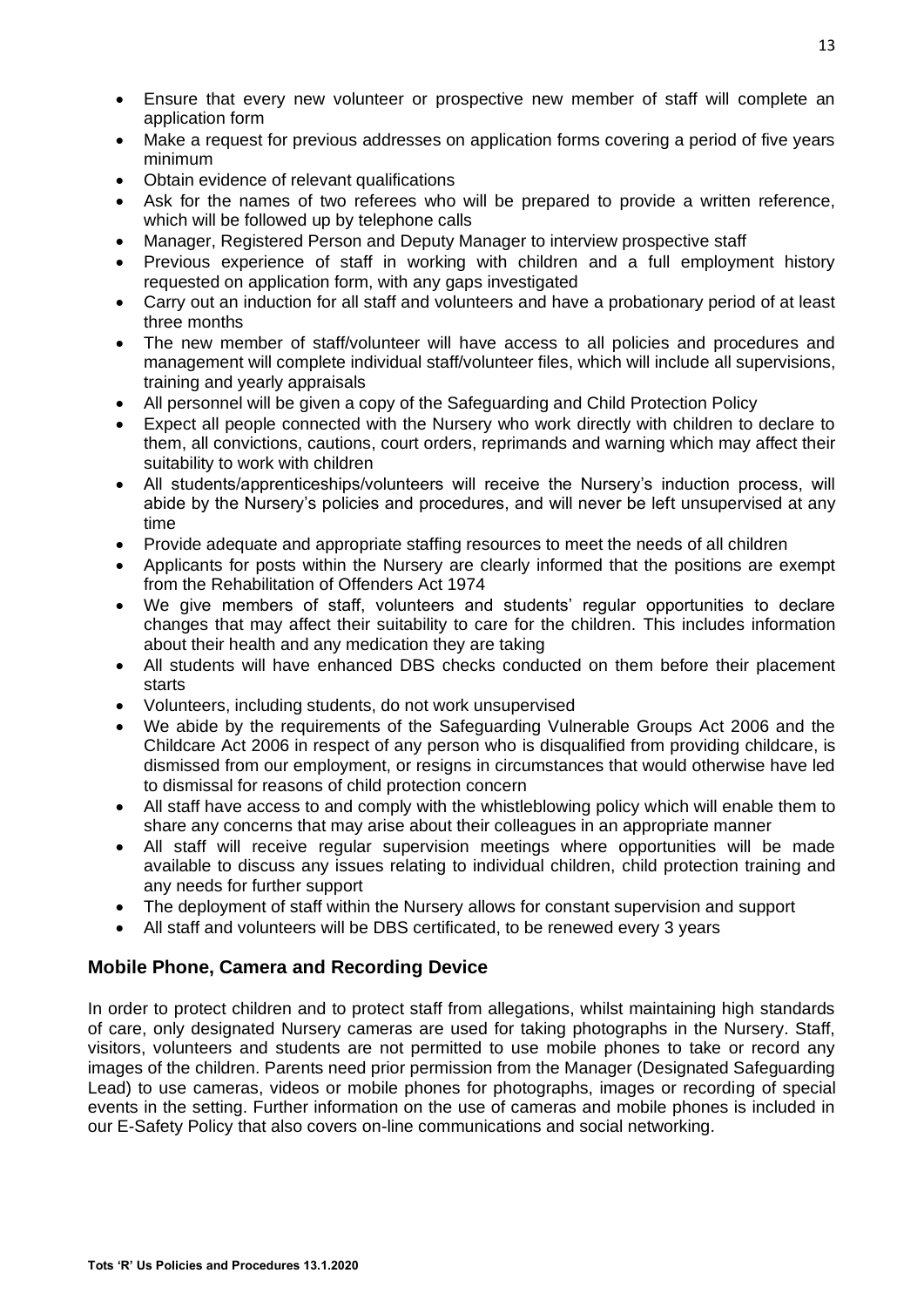- Ensure that every new volunteer or prospective new member of staff will complete an application form
- Make a request for previous addresses on application forms covering a period of five years minimum
- Obtain evidence of relevant qualifications
- Ask for the names of two referees who will be prepared to provide a written reference, which will be followed up by telephone calls
- Manager, Registered Person and Deputy Manager to interview prospective staff
- Previous experience of staff in working with children and a full employment history requested on application form, with any gaps investigated
- Carry out an induction for all staff and volunteers and have a probationary period of at least three months
- The new member of staff/volunteer will have access to all policies and procedures and management will complete individual staff/volunteer files, which will include all supervisions, training and yearly appraisals
- All personnel will be given a copy of the Safeguarding and Child Protection Policy
- Expect all people connected with the Nursery who work directly with children to declare to them, all convictions, cautions, court orders, reprimands and warning which may affect their suitability to work with children
- All students/apprenticeships/volunteers will receive the Nursery's induction process, will abide by the Nursery's policies and procedures, and will never be left unsupervised at any time
- Provide adequate and appropriate staffing resources to meet the needs of all children
- Applicants for posts within the Nursery are clearly informed that the positions are exempt from the Rehabilitation of Offenders Act 1974
- We give members of staff, volunteers and students' regular opportunities to declare changes that may affect their suitability to care for the children. This includes information about their health and any medication they are taking
- All students will have enhanced DBS checks conducted on them before their placement starts
- Volunteers, including students, do not work unsupervised
- We abide by the requirements of the Safeguarding Vulnerable Groups Act 2006 and the Childcare Act 2006 in respect of any person who is disqualified from providing childcare, is dismissed from our employment, or resigns in circumstances that would otherwise have led to dismissal for reasons of child protection concern
- All staff have access to and comply with the whistleblowing policy which will enable them to share any concerns that may arise about their colleagues in an appropriate manner
- All staff will receive regular supervision meetings where opportunities will be made available to discuss any issues relating to individual children, child protection training and any needs for further support
- The deployment of staff within the Nursery allows for constant supervision and support
- All staff and volunteers will be DBS certificated, to be renewed every 3 years

## Mobile Phone, Camera and Recording Device

In order to protect children and to protect staff from allegations, whilst maintaining high standards of care, only designated Nursery cameras are used for taking photographs in the Nursery. Staff, visitors, volunteers and students are not permitted to use mobile phones to take or record any images of the children. Parents need prior permission from the Manager (Designated Safeguarding Lead) to use cameras, videos or mobile phones for photographs, images or recording of special events in the setting. Further information on the use of cameras and mobile phones is included in our E-Safety Policy that also covers on-line communications and social networking.